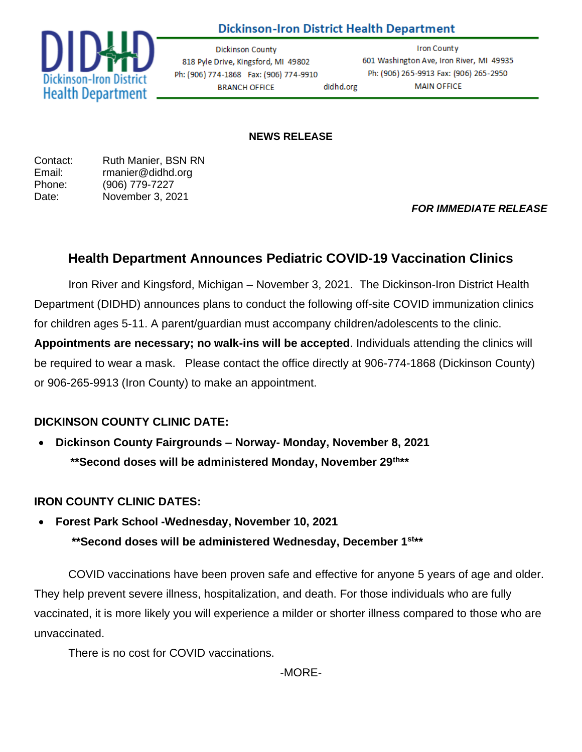**Dickinson-Iron District Health Department**

Dickinson-Iron District Health Department

Dickinson County
818 Pyle Drive, Kingsford, MI 49802
Ph: (906) 774-1868 Fax: (906) 774-9910
BRANCH OFFICE

didhd.org

Iron County
601 Washington Ave, Iron River, MI 49935
Ph: (906) 265-9913 Fax: (906) 265-2950
MAIN OFFICE

**NEWS RELEASE**

Contact: Ruth Manier, BSN RN
Email: rmanier@didhd.org
Phone: (906) 779-7227
Date: November 3, 2021

***FOR IMMEDIATE RELEASE***

## Health Department Announces Pediatric COVID-19 Vaccination Clinics

Iron River and Kingsford, Michigan – November 3, 2021. The Dickinson-Iron District Health Department (DIDHD) announces plans to conduct the following off-site COVID immunization clinics for children ages 5-11. A parent/guardian must accompany children/adolescents to the clinic. **Appointments are necessary; no walk-ins will be accepted**. Individuals attending the clinics will be required to wear a mask. Please contact the office directly at 906-774-1868 (Dickinson County) or 906-265-9913 (Iron County) to make an appointment.

**DICKINSON COUNTY CLINIC DATE:**

- **Dickinson County Fairgrounds – Norway- Monday, November 8, 2021**
  **\*\*Second doses will be administered Monday, November 29th\*\***

**IRON COUNTY CLINIC DATES:**

- **Forest Park School -Wednesday, November 10, 2021**
  **\*\*Second doses will be administered Wednesday, December 1st\*\***

COVID vaccinations have been proven safe and effective for anyone 5 years of age and older. They help prevent severe illness, hospitalization, and death. For those individuals who are fully vaccinated, it is more likely you will experience a milder or shorter illness compared to those who are unvaccinated.

There is no cost for COVID vaccinations.

-MORE-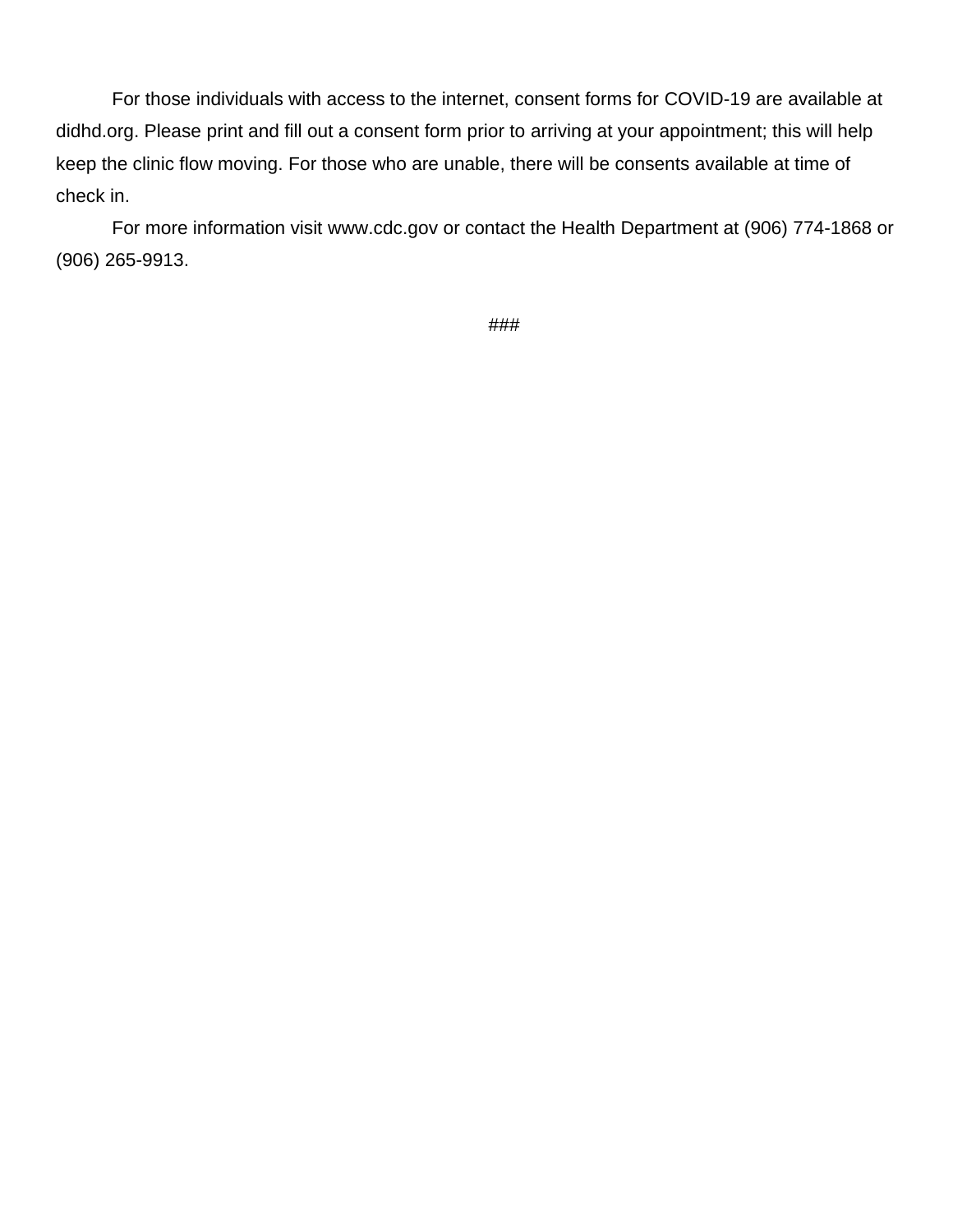For those individuals with access to the internet, consent forms for COVID-19 are available at didhd.org. Please print and fill out a consent form prior to arriving at your appointment; this will help keep the clinic flow moving. For those who are unable, there will be consents available at time of check in.

For more information visit www.cdc.gov or contact the Health Department at (906) 774-1868 or (906) 265-9913.

###